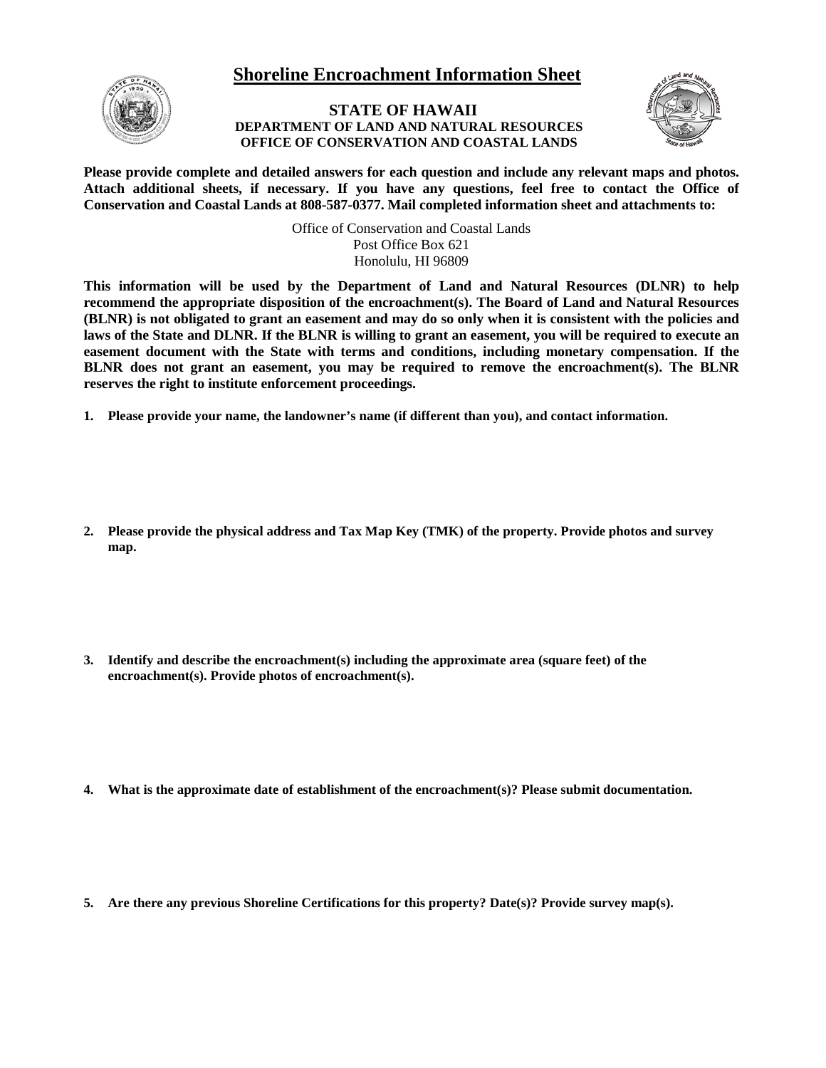# Shoreline Encroachment Information Sheet

**STATE OF HAWAII**
**DEPARTMENT OF LAND AND NATURAL RESOURCES**
**OFFICE OF CONSERVATION AND COASTAL LANDS**

**Please provide complete and detailed answers for each question and include any relevant maps and photos. Attach additional sheets, if necessary. If you have any questions, feel free to contact the Office of Conservation and Coastal Lands at 808-587-0377. Mail completed information sheet and attachments to:**

Office of Conservation and Coastal Lands
Post Office Box 621
Honolulu, HI 96809

**This information will be used by the Department of Land and Natural Resources (DLNR) to help recommend the appropriate disposition of the encroachment(s). The Board of Land and Natural Resources (BLNR) is not obligated to grant an easement and may do so only when it is consistent with the policies and laws of the State and DLNR. If the BLNR is willing to grant an easement, you will be required to execute an easement document with the State with terms and conditions, including monetary compensation. If the BLNR does not grant an easement, you may be required to remove the encroachment(s). The BLNR reserves the right to institute enforcement proceedings.**

1. **Please provide your name, the landowner's name (if different than you), and contact information.**

2. **Please provide the physical address and Tax Map Key (TMK) of the property. Provide photos and survey map.**

3. **Identify and describe the encroachment(s) including the approximate area (square feet) of the encroachment(s). Provide photos of encroachment(s).**

4. **What is the approximate date of establishment of the encroachment(s)? Please submit documentation.**

5. **Are there any previous Shoreline Certifications for this property? Date(s)? Provide survey map(s).**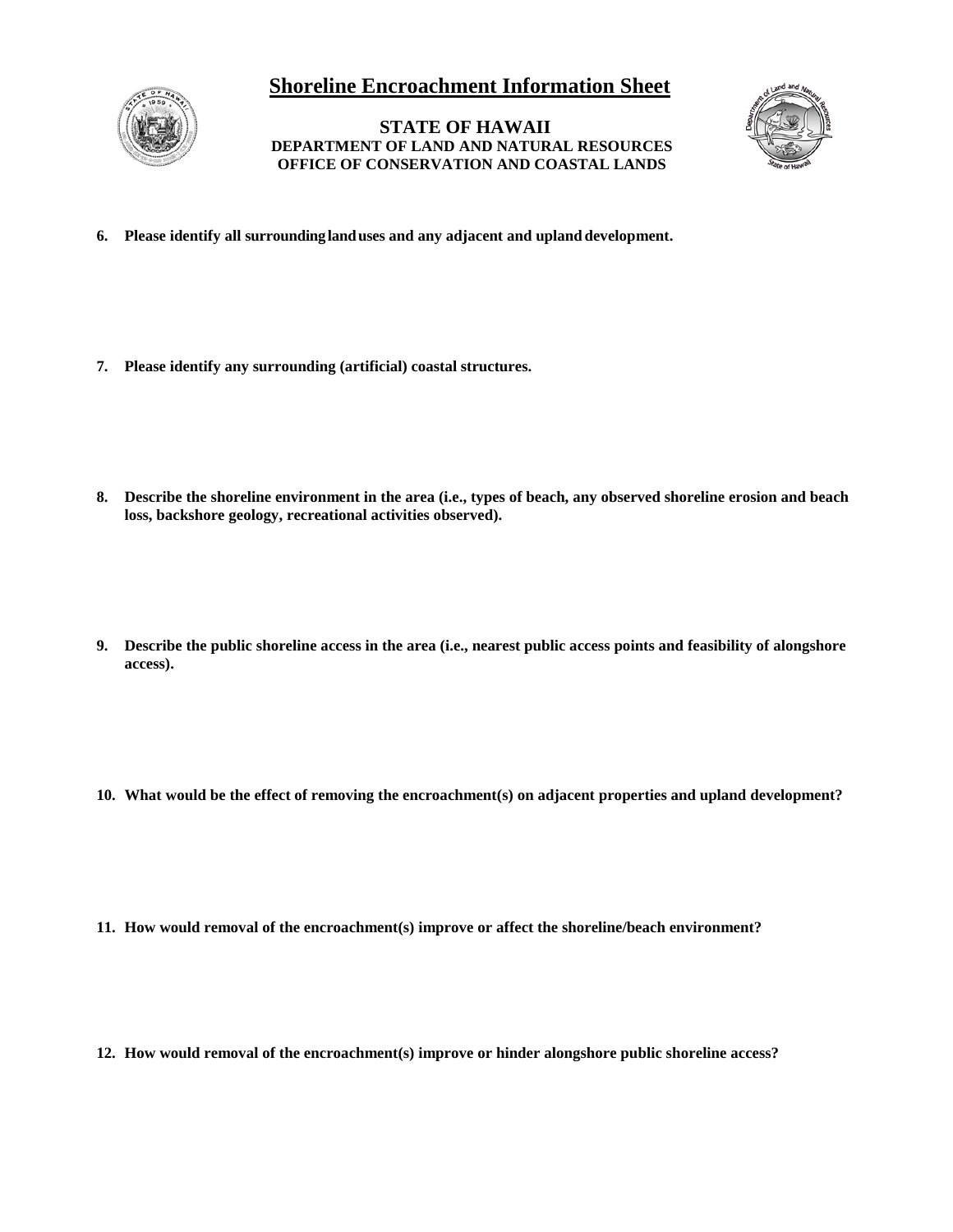# Shoreline Encroachment Information Sheet

**STATE OF HAWAII**
**DEPARTMENT OF LAND AND NATURAL RESOURCES**
**OFFICE OF CONSERVATION AND COASTAL LANDS**

6. **Please identify all surrounding land uses and any adjacent and upland development.**

7. **Please identify any surrounding (artificial) coastal structures.**

8. **Describe the shoreline environment in the area (i.e., types of beach, any observed shoreline erosion and beach loss, backshore geology, recreational activities observed).**

9. **Describe the public shoreline access in the area (i.e., nearest public access points and feasibility of alongshore access).**

10. **What would be the effect of removing the encroachment(s) on adjacent properties and upland development?**

11. **How would removal of the encroachment(s) improve or affect the shoreline/beach environment?**

12. **How would removal of the encroachment(s) improve or hinder alongshore public shoreline access?**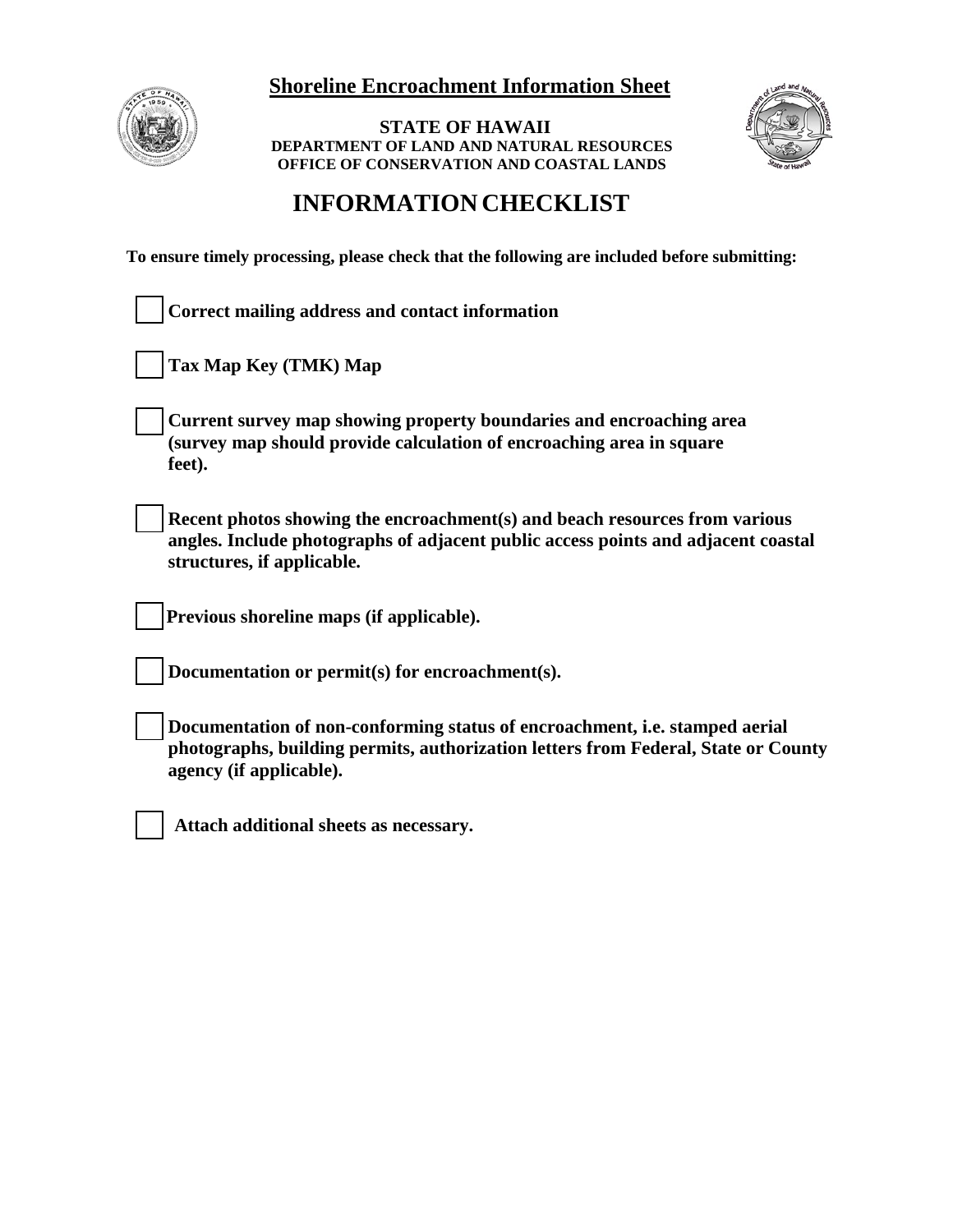# Shoreline Encroachment Information Sheet

**STATE OF HAWAII**
**DEPARTMENT OF LAND AND NATURAL RESOURCES**
**OFFICE OF CONSERVATION AND COASTAL LANDS**

## INFORMATION CHECKLIST

**To ensure timely processing, please check that the following are included before submitting:**

- [ ] **Correct mailing address and contact information**
- [ ] **Tax Map Key (TMK) Map**
- [ ] **Current survey map showing property boundaries and encroaching area (survey map should provide calculation of encroaching area in square feet).**
- [ ] **Recent photos showing the encroachment(s) and beach resources from various angles. Include photographs of adjacent public access points and adjacent coastal structures, if applicable.**
- [ ] **Previous shoreline maps (if applicable).**
- [ ] **Documentation or permit(s) for encroachment(s).**
- [ ] **Documentation of non-conforming status of encroachment, i.e. stamped aerial photographs, building permits, authorization letters from Federal, State or County agency (if applicable).**
- [ ] **Attach additional sheets as necessary.**